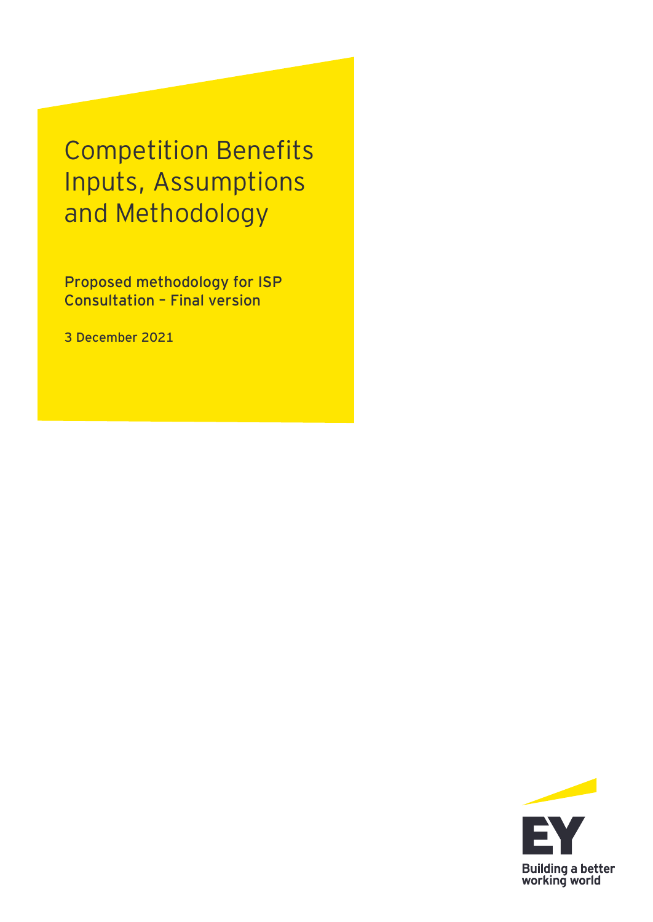# Competition Benefits Inputs, Assumptions and Methodology

**Proposed methodology for ISP Consultation – Final version**

3 December 2021

Building a better working world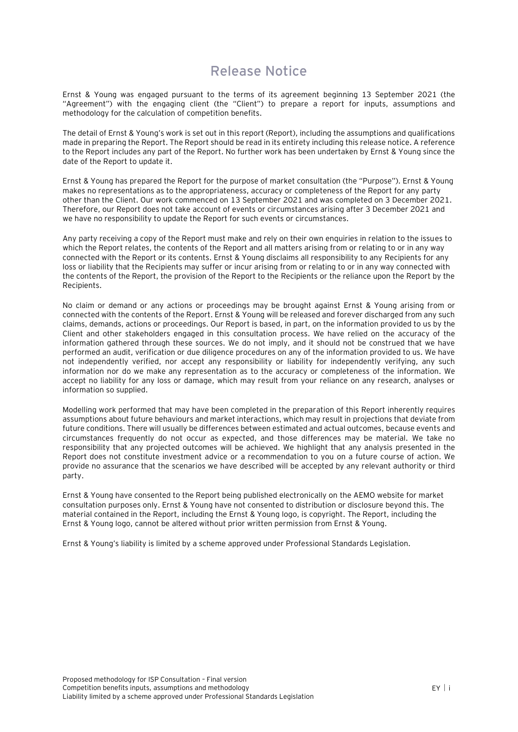# Release Notice

Ernst & Young was engaged pursuant to the terms of its agreement beginning 13 September 2021 (the "Agreement") with the engaging client (the "Client") to prepare a report for inputs, assumptions and methodology for the calculation of competition benefits.

The detail of Ernst & Young's work is set out in this report (Report), including the assumptions and qualifications made in preparing the Report. The Report should be read in its entirety including this release notice. A reference to the Report includes any part of the Report. No further work has been undertaken by Ernst & Young since the date of the Report to update it.

Ernst & Young has prepared the Report for the purpose of market consultation (the "Purpose"). Ernst & Young makes no representations as to the appropriateness, accuracy or completeness of the Report for any party other than the Client. Our work commenced on 13 September 2021 and was completed on 3 December 2021. Therefore, our Report does not take account of events or circumstances arising after 3 December 2021 and we have no responsibility to update the Report for such events or circumstances.

Any party receiving a copy of the Report must make and rely on their own enquiries in relation to the issues to which the Report relates, the contents of the Report and all matters arising from or relating to or in any way connected with the Report or its contents. Ernst & Young disclaims all responsibility to any Recipients for any loss or liability that the Recipients may suffer or incur arising from or relating to or in any way connected with the contents of the Report, the provision of the Report to the Recipients or the reliance upon the Report by the Recipients.

No claim or demand or any actions or proceedings may be brought against Ernst & Young arising from or connected with the contents of the Report. Ernst & Young will be released and forever discharged from any such claims, demands, actions or proceedings. Our Report is based, in part, on the information provided to us by the Client and other stakeholders engaged in this consultation process. We have relied on the accuracy of the information gathered through these sources. We do not imply, and it should not be construed that we have performed an audit, verification or due diligence procedures on any of the information provided to us. We have not independently verified, nor accept any responsibility or liability for independently verifying, any such information nor do we make any representation as to the accuracy or completeness of the information. We accept no liability for any loss or damage, which may result from your reliance on any research, analyses or information so supplied.

Modelling work performed that may have been completed in the preparation of this Report inherently requires assumptions about future behaviours and market interactions, which may result in projections that deviate from future conditions. There will usually be differences between estimated and actual outcomes, because events and circumstances frequently do not occur as expected, and those differences may be material. We take no responsibility that any projected outcomes will be achieved. We highlight that any analysis presented in the Report does not constitute investment advice or a recommendation to you on a future course of action. We provide no assurance that the scenarios we have described will be accepted by any relevant authority or third party.

Ernst & Young have consented to the Report being published electronically on the AEMO website for market consultation purposes only. Ernst & Young have not consented to distribution or disclosure beyond this. The material contained in the Report, including the Ernst & Young logo, is copyright. The Report, including the Ernst & Young logo, cannot be altered without prior written permission from Ernst & Young.

Ernst & Young's liability is limited by a scheme approved under Professional Standards Legislation.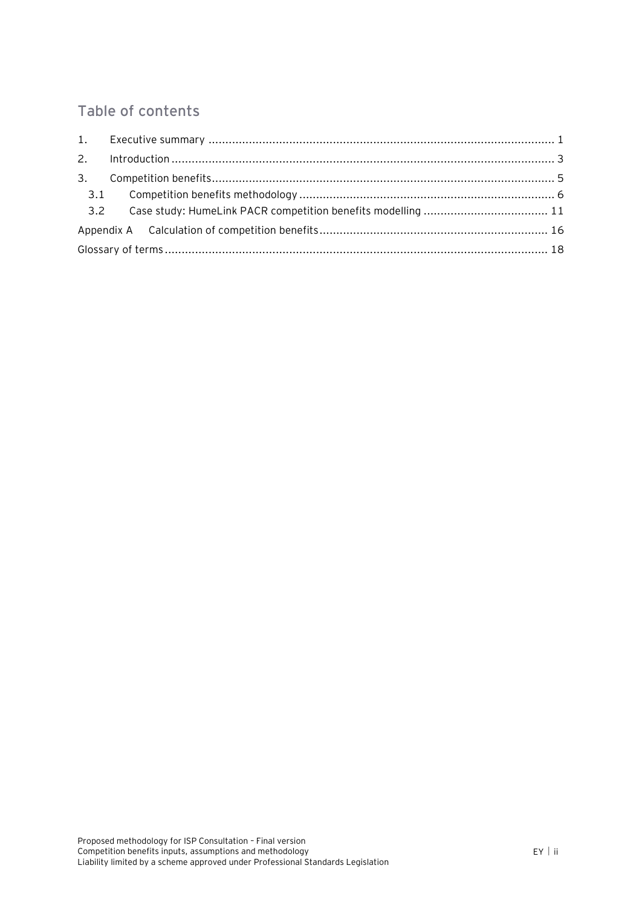## Table of contents

1. Executive summary ..... 1
2. Introduction ..... 3
3. Competition benefits ..... 5
   - 3.1 Competition benefits methodology ..... 6
   - 3.2 Case study: HumeLink PACR competition benefits modelling ..... 11

Appendix A Calculation of competition benefits ..... 16

Glossary of terms ..... 18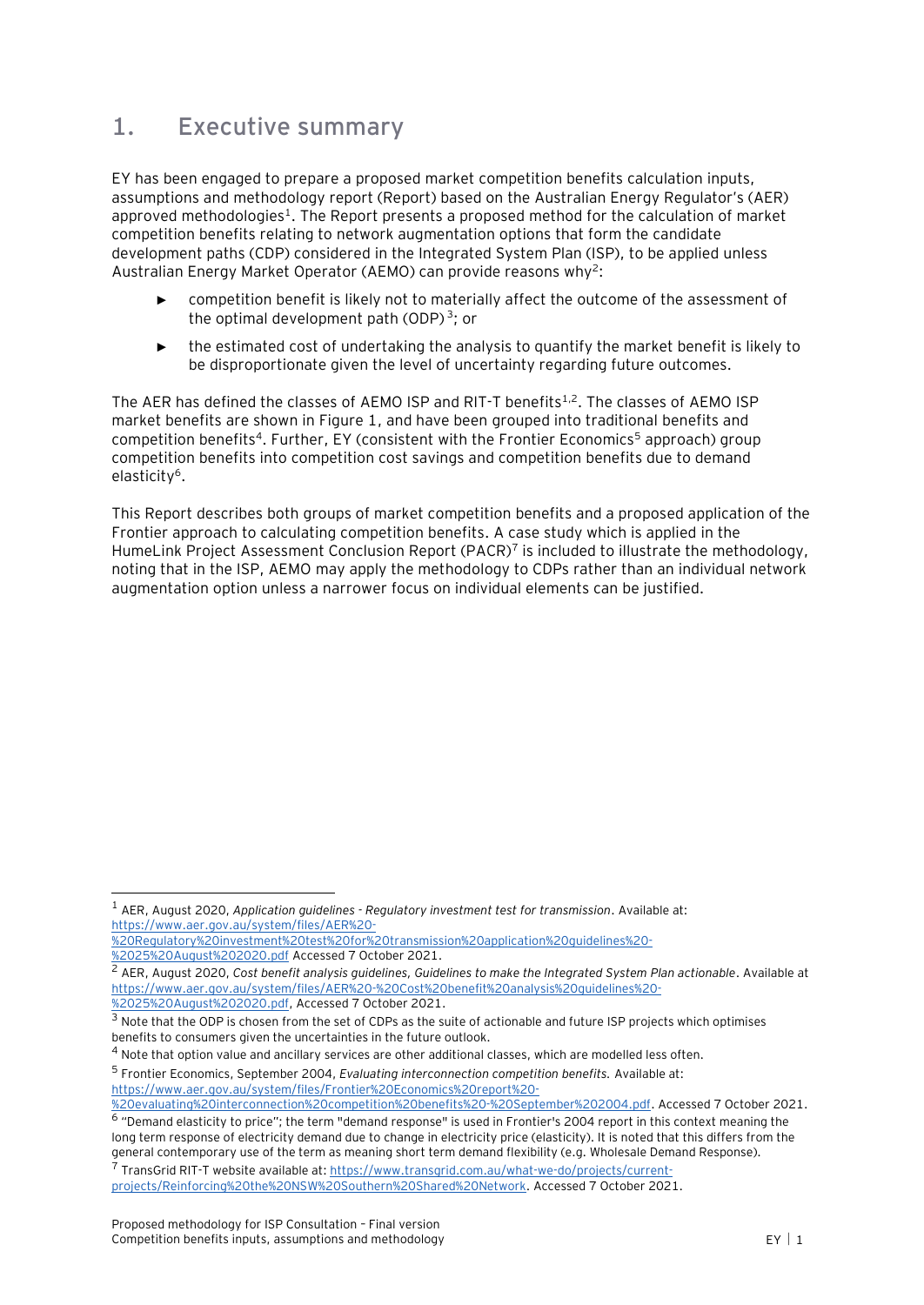# 1. Executive summary

EY has been engaged to prepare a proposed market competition benefits calculation inputs, assumptions and methodology report (Report) based on the Australian Energy Regulator's (AER) approved methodologies[1]. The Report presents a proposed method for the calculation of market competition benefits relating to network augmentation options that form the candidate development paths (CDP) considered in the Integrated System Plan (ISP), to be applied unless Australian Energy Market Operator (AEMO) can provide reasons why[2]:

- competition benefit is likely not to materially affect the outcome of the assessment of the optimal development path (ODP)[3]; or
- the estimated cost of undertaking the analysis to quantify the market benefit is likely to be disproportionate given the level of uncertainty regarding future outcomes.

The AER has defined the classes of AEMO ISP and RIT-T benefits[1,2]. The classes of AEMO ISP market benefits are shown in Figure 1, and have been grouped into traditional benefits and competition benefits[4]. Further, EY (consistent with the Frontier Economics[5] approach) group competition benefits into competition cost savings and competition benefits due to demand elasticity[6].

This Report describes both groups of market competition benefits and a proposed application of the Frontier approach to calculating competition benefits. A case study which is applied in the HumeLink Project Assessment Conclusion Report (PACR)[7] is included to illustrate the methodology, noting that in the ISP, AEMO may apply the methodology to CDPs rather than an individual network augmentation option unless a narrower focus on individual elements can be justified.

---

[1] AER, August 2020, *Application guidelines - Regulatory investment test for transmission*. Available at: https://www.aer.gov.au/system/files/AER%20-%20Regulatory%20investment%20test%20for%20transmission%20application%20guidelines%20-%2025%20August%202020.pdf Accessed 7 October 2021.

[2] AER, August 2020, *Cost benefit analysis guidelines, Guidelines to make the Integrated System Plan actionable*. Available at https://www.aer.gov.au/system/files/AER%20-%20Cost%20benefit%20analysis%20guidelines%20-%2025%20August%202020.pdf, Accessed 7 October 2021.

[3] Note that the ODP is chosen from the set of CDPs as the suite of actionable and future ISP projects which optimises benefits to consumers given the uncertainties in the future outlook.

[4] Note that option value and ancillary services are other additional classes, which are modelled less often.

[5] Frontier Economics, September 2004, *Evaluating interconnection competition benefits.* Available at: https://www.aer.gov.au/system/files/Frontier%20Economics%20report%20-%20evaluating%20interconnection%20competition%20benefits%20-%20September%202004.pdf. Accessed 7 October 2021.

[6] "Demand elasticity to price"; the term "demand response" is used in Frontier's 2004 report in this context meaning the long term response of electricity demand due to change in electricity price (elasticity). It is noted that this differs from the general contemporary use of the term as meaning short term demand flexibility (e.g. Wholesale Demand Response).

[7] TransGrid RIT-T website available at: https://www.transgrid.com.au/what-we-do/projects/current-projects/Reinforcing%20the%20NSW%20Southern%20Shared%20Network. Accessed 7 October 2021.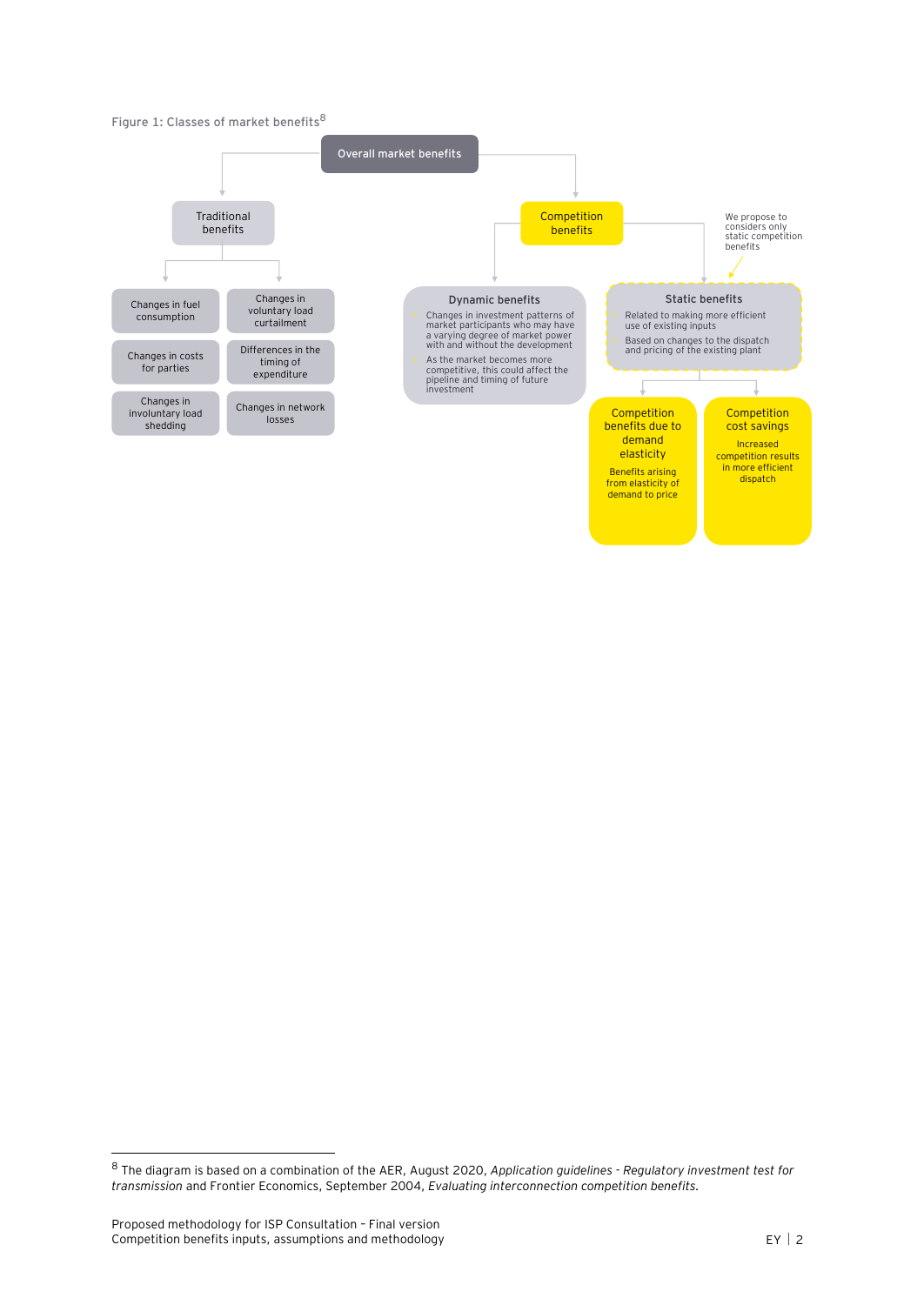Figure 1: Classes of market benefits[8]

- **Overall market benefits**
  - **Traditional benefits**
    - Changes in fuel consumption
    - Changes in voluntary load curtailment
    - Changes in costs for parties
    - Differences in the timing of expenditure
    - Changes in involuntary load shedding
    - Changes in network losses
  - **Competition benefits**
    - **Dynamic benefits**
      - Changes in investment patterns of market participants who may have a varying degree of market power with and without the development
      - As the market becomes more competitive, this could affect the pipeline and timing of future investment
    - **Static benefits** (We propose to considers only static competition benefits)
      - Related to making more efficient use of existing inputs
      - Based on changes to the dispatch and pricing of the existing plant
      - **Competition benefits due to demand elasticity**: Benefits arising from elasticity of demand to price
      - **Competition cost savings**: Increased competition results in more efficient dispatch

[8] The diagram is based on a combination of the AER, August 2020, *Application guidelines - Regulatory investment test for transmission* and Frontier Economics, September 2004, *Evaluating interconnection competition benefits.*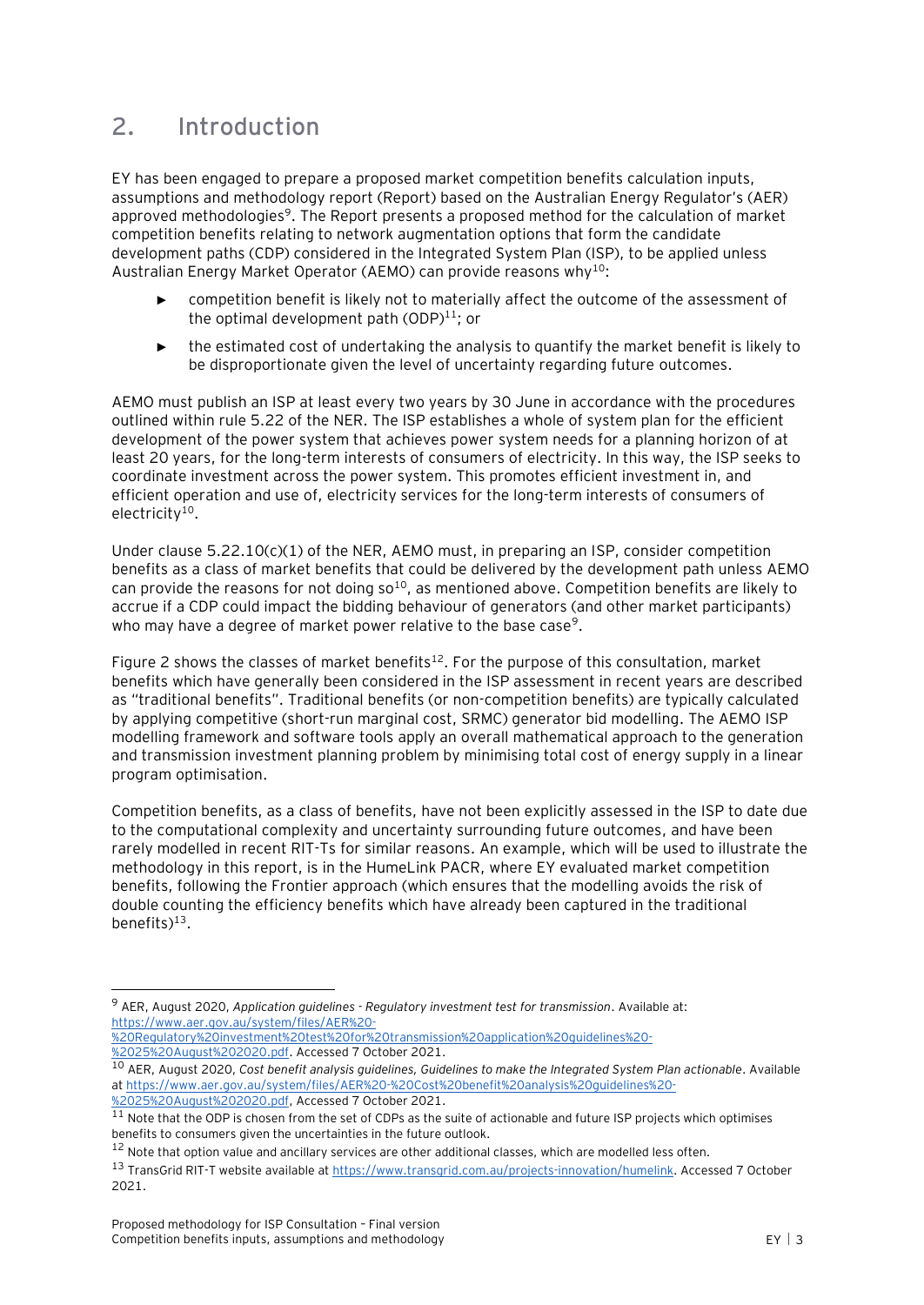## 2. Introduction

EY has been engaged to prepare a proposed market competition benefits calculation inputs, assumptions and methodology report (Report) based on the Australian Energy Regulator's (AER) approved methodologies[9]. The Report presents a proposed method for the calculation of market competition benefits relating to network augmentation options that form the candidate development paths (CDP) considered in the Integrated System Plan (ISP), to be applied unless Australian Energy Market Operator (AEMO) can provide reasons why[10]:

- competition benefit is likely not to materially affect the outcome of the assessment of the optimal development path (ODP)[11]; or
- the estimated cost of undertaking the analysis to quantify the market benefit is likely to be disproportionate given the level of uncertainty regarding future outcomes.

AEMO must publish an ISP at least every two years by 30 June in accordance with the procedures outlined within rule 5.22 of the NER. The ISP establishes a whole of system plan for the efficient development of the power system that achieves power system needs for a planning horizon of at least 20 years, for the long-term interests of consumers of electricity. In this way, the ISP seeks to coordinate investment across the power system. This promotes efficient investment in, and efficient operation and use of, electricity services for the long-term interests of consumers of electricity[10].

Under clause 5.22.10(c)(1) of the NER, AEMO must, in preparing an ISP, consider competition benefits as a class of market benefits that could be delivered by the development path unless AEMO can provide the reasons for not doing so[10], as mentioned above. Competition benefits are likely to accrue if a CDP could impact the bidding behaviour of generators (and other market participants) who may have a degree of market power relative to the base case[9].

Figure 2 shows the classes of market benefits[12]. For the purpose of this consultation, market benefits which have generally been considered in the ISP assessment in recent years are described as "traditional benefits". Traditional benefits (or non-competition benefits) are typically calculated by applying competitive (short-run marginal cost, SRMC) generator bid modelling. The AEMO ISP modelling framework and software tools apply an overall mathematical approach to the generation and transmission investment planning problem by minimising total cost of energy supply in a linear program optimisation.

Competition benefits, as a class of benefits, have not been explicitly assessed in the ISP to date due to the computational complexity and uncertainty surrounding future outcomes, and have been rarely modelled in recent RIT-Ts for similar reasons. An example, which will be used to illustrate the methodology in this report, is in the HumeLink PACR, where EY evaluated market competition benefits, following the Frontier approach (which ensures that the modelling avoids the risk of double counting the efficiency benefits which have already been captured in the traditional benefits)[13].

---

[9] AER, August 2020, *Application guidelines - Regulatory investment test for transmission*. Available at: https://www.aer.gov.au/system/files/AER%20-%20Regulatory%20investment%20test%20for%20transmission%20application%20guidelines%20-%2025%20August%202020.pdf. Accessed 7 October 2021.

[10] AER, August 2020, *Cost benefit analysis guidelines, Guidelines to make the Integrated System Plan actionable*. Available at https://www.aer.gov.au/system/files/AER%20-%20Cost%20benefit%20analysis%20guidelines%20-%2025%20August%202020.pdf, Accessed 7 October 2021.

[11] Note that the ODP is chosen from the set of CDPs as the suite of actionable and future ISP projects which optimises benefits to consumers given the uncertainties in the future outlook.

[12] Note that option value and ancillary services are other additional classes, which are modelled less often.

[13] TransGrid RIT-T website available at https://www.transgrid.com.au/projects-innovation/humelink. Accessed 7 October 2021.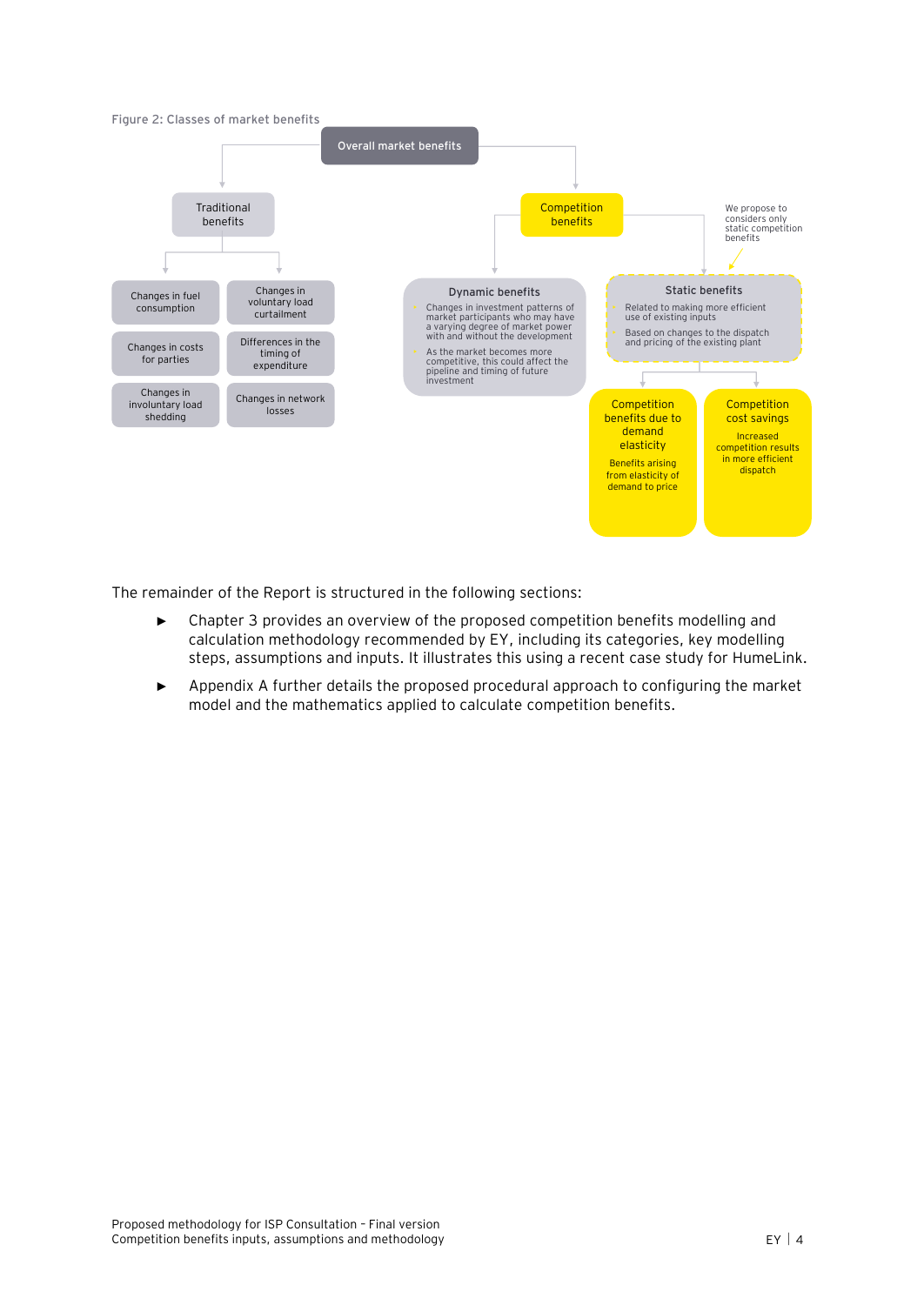Figure 2: Classes of market benefits

- **Overall market benefits**
  - **Traditional benefits**
    - Changes in fuel consumption
    - Changes in voluntary load curtailment
    - Changes in costs for parties
    - Differences in the timing of expenditure
    - Changes in involuntary load shedding
    - Changes in network losses
  - **Competition benefits**
    - **Dynamic benefits**
      - Changes in investment patterns of market participants who may have a varying degree of market power with and without the development
      - As the market becomes more competitive, this could affect the pipeline and timing of future investment
    - **Static benefits** (We propose to considers only static competition benefits)
      - Related to making more efficient use of existing inputs
      - Based on changes to the dispatch and pricing of the existing plant
      - **Competition benefits due to demand elasticity**: Benefits arising from elasticity of demand to price
      - **Competition cost savings**: Increased competition results in more efficient dispatch

The remainder of the Report is structured in the following sections:

- Chapter 3 provides an overview of the proposed competition benefits modelling and calculation methodology recommended by EY, including its categories, key modelling steps, assumptions and inputs. It illustrates this using a recent case study for HumeLink.
- Appendix A further details the proposed procedural approach to configuring the market model and the mathematics applied to calculate competition benefits.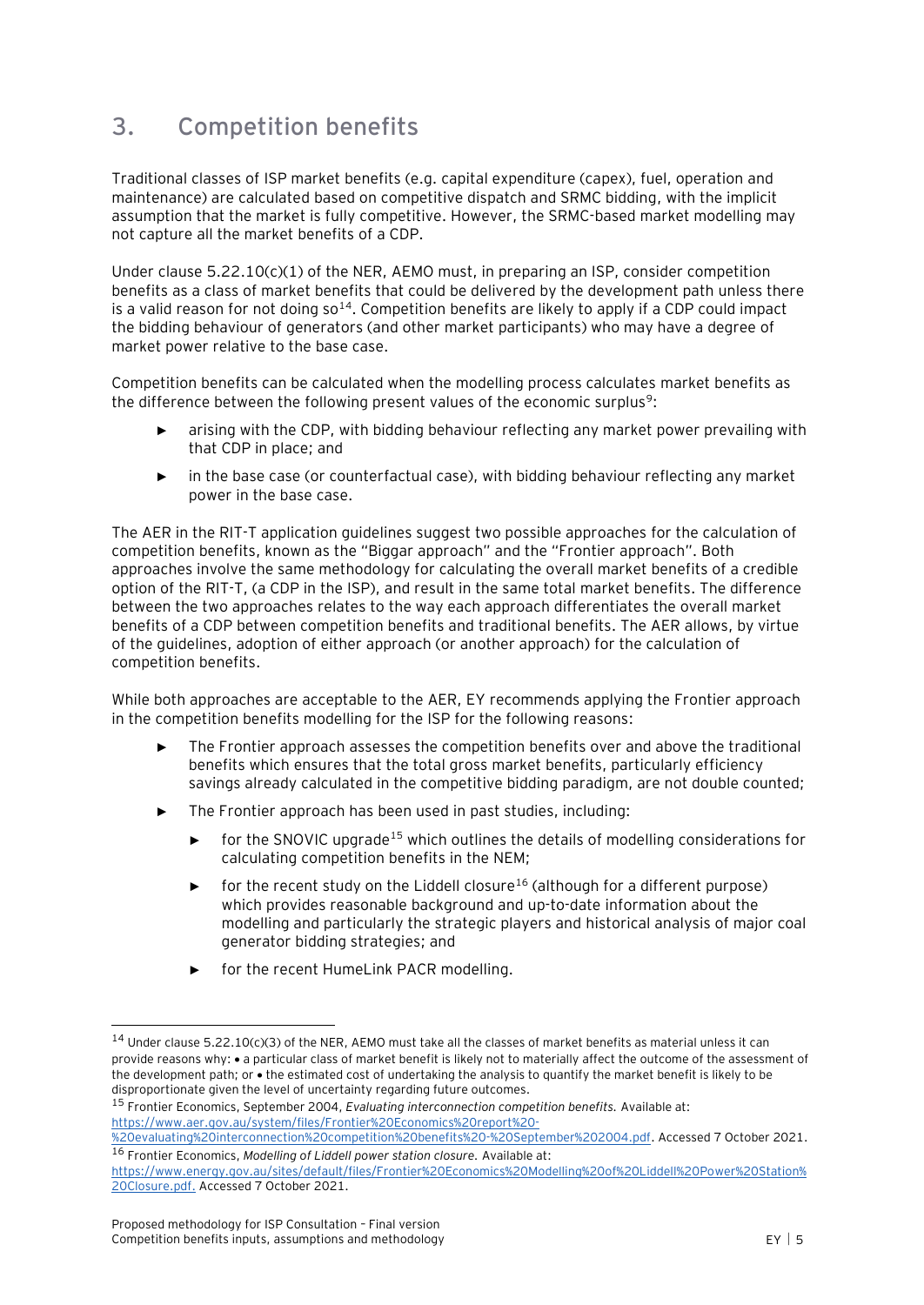## 3. Competition benefits

Traditional classes of ISP market benefits (e.g. capital expenditure (capex), fuel, operation and maintenance) are calculated based on competitive dispatch and SRMC bidding, with the implicit assumption that the market is fully competitive. However, the SRMC-based market modelling may not capture all the market benefits of a CDP.

Under clause 5.22.10(c)(1) of the NER, AEMO must, in preparing an ISP, consider competition benefits as a class of market benefits that could be delivered by the development path unless there is a valid reason for not doing so[14]. Competition benefits are likely to apply if a CDP could impact the bidding behaviour of generators (and other market participants) who may have a degree of market power relative to the base case.

Competition benefits can be calculated when the modelling process calculates market benefits as the difference between the following present values of the economic surplus[9]:

- arising with the CDP, with bidding behaviour reflecting any market power prevailing with that CDP in place; and
- in the base case (or counterfactual case), with bidding behaviour reflecting any market power in the base case.

The AER in the RIT-T application guidelines suggest two possible approaches for the calculation of competition benefits, known as the "Biggar approach" and the "Frontier approach". Both approaches involve the same methodology for calculating the overall market benefits of a credible option of the RIT-T, (a CDP in the ISP), and result in the same total market benefits. The difference between the two approaches relates to the way each approach differentiates the overall market benefits of a CDP between competition benefits and traditional benefits. The AER allows, by virtue of the guidelines, adoption of either approach (or another approach) for the calculation of competition benefits.

While both approaches are acceptable to the AER, EY recommends applying the Frontier approach in the competition benefits modelling for the ISP for the following reasons:

- The Frontier approach assesses the competition benefits over and above the traditional benefits which ensures that the total gross market benefits, particularly efficiency savings already calculated in the competitive bidding paradigm, are not double counted;
- The Frontier approach has been used in past studies, including:
  - for the SNOVIC upgrade[15] which outlines the details of modelling considerations for calculating competition benefits in the NEM;
  - for the recent study on the Liddell closure[16] (although for a different purpose) which provides reasonable background and up-to-date information about the modelling and particularly the strategic players and historical analysis of major coal generator bidding strategies; and
  - for the recent HumeLink PACR modelling.

---

[14] Under clause 5.22.10(c)(3) of the NER, AEMO must take all the classes of market benefits as material unless it can provide reasons why: • a particular class of market benefit is likely not to materially affect the outcome of the assessment of the development path; or • the estimated cost of undertaking the analysis to quantify the market benefit is likely to be disproportionate given the level of uncertainty regarding future outcomes.

[15] Frontier Economics, September 2004, *Evaluating interconnection competition benefits.* Available at: https://www.aer.gov.au/system/files/Frontier%20Economics%20report%20-%20evaluating%20interconnection%20competition%20benefits%20-%20September%202004.pdf. Accessed 7 October 2021.

[16] Frontier Economics, *Modelling of Liddell power station closure.* Available at: https://www.energy.gov.au/sites/default/files/Frontier%20Economics%20Modelling%20of%20Liddell%20Power%20Station%20Closure.pdf. Accessed 7 October 2021.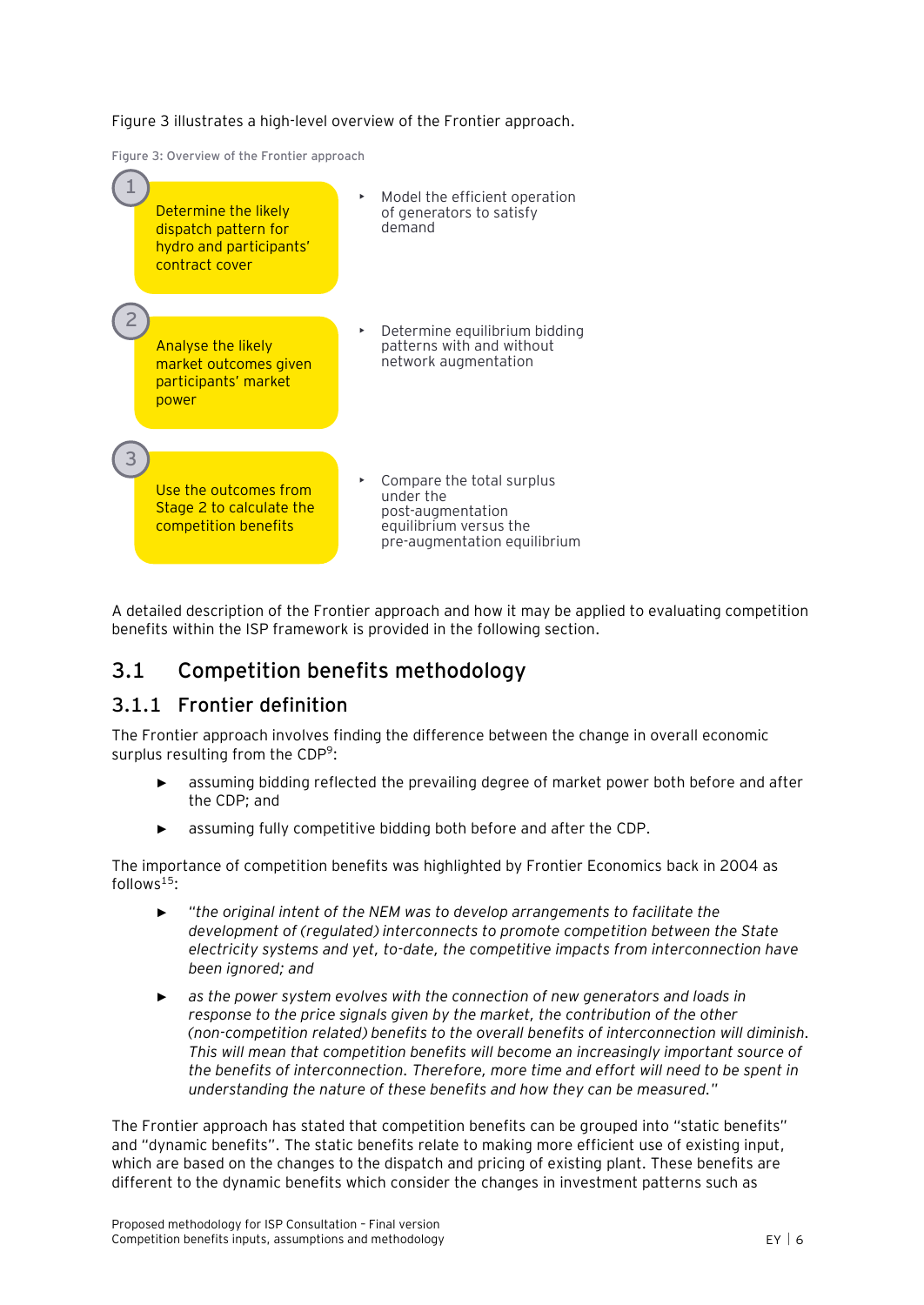Figure 3 illustrates a high-level overview of the Frontier approach.

Figure 3: Overview of the Frontier approach

| Stage | Description |
| --- | --- |
| 1. Determine the likely dispatch pattern for hydro and participants' contract cover | Model the efficient operation of generators to satisfy demand |
| 2. Analyse the likely market outcomes given participants' market power | Determine equilibrium bidding patterns with and without network augmentation |
| 3. Use the outcomes from Stage 2 to calculate the competition benefits | Compare the total surplus under the post-augmentation equilibrium versus the pre-augmentation equilibrium |

A detailed description of the Frontier approach and how it may be applied to evaluating competition benefits within the ISP framework is provided in the following section.

## 3.1 Competition benefits methodology

### 3.1.1 Frontier definition

The Frontier approach involves finding the difference between the change in overall economic surplus resulting from the CDP[9]:

- assuming bidding reflected the prevailing degree of market power both before and after the CDP; and
- assuming fully competitive bidding both before and after the CDP.

The importance of competition benefits was highlighted by Frontier Economics back in 2004 as follows[15]:

- *"the original intent of the NEM was to develop arrangements to facilitate the development of (regulated) interconnects to promote competition between the State electricity systems and yet, to-date, the competitive impacts from interconnection have been ignored; and*
- *as the power system evolves with the connection of new generators and loads in response to the price signals given by the market, the contribution of the other (non-competition related) benefits to the overall benefits of interconnection will diminish. This will mean that competition benefits will become an increasingly important source of the benefits of interconnection. Therefore, more time and effort will need to be spent in understanding the nature of these benefits and how they can be measured."*

The Frontier approach has stated that competition benefits can be grouped into "static benefits" and "dynamic benefits". The static benefits relate to making more efficient use of existing input, which are based on the changes to the dispatch and pricing of existing plant. These benefits are different to the dynamic benefits which consider the changes in investment patterns such as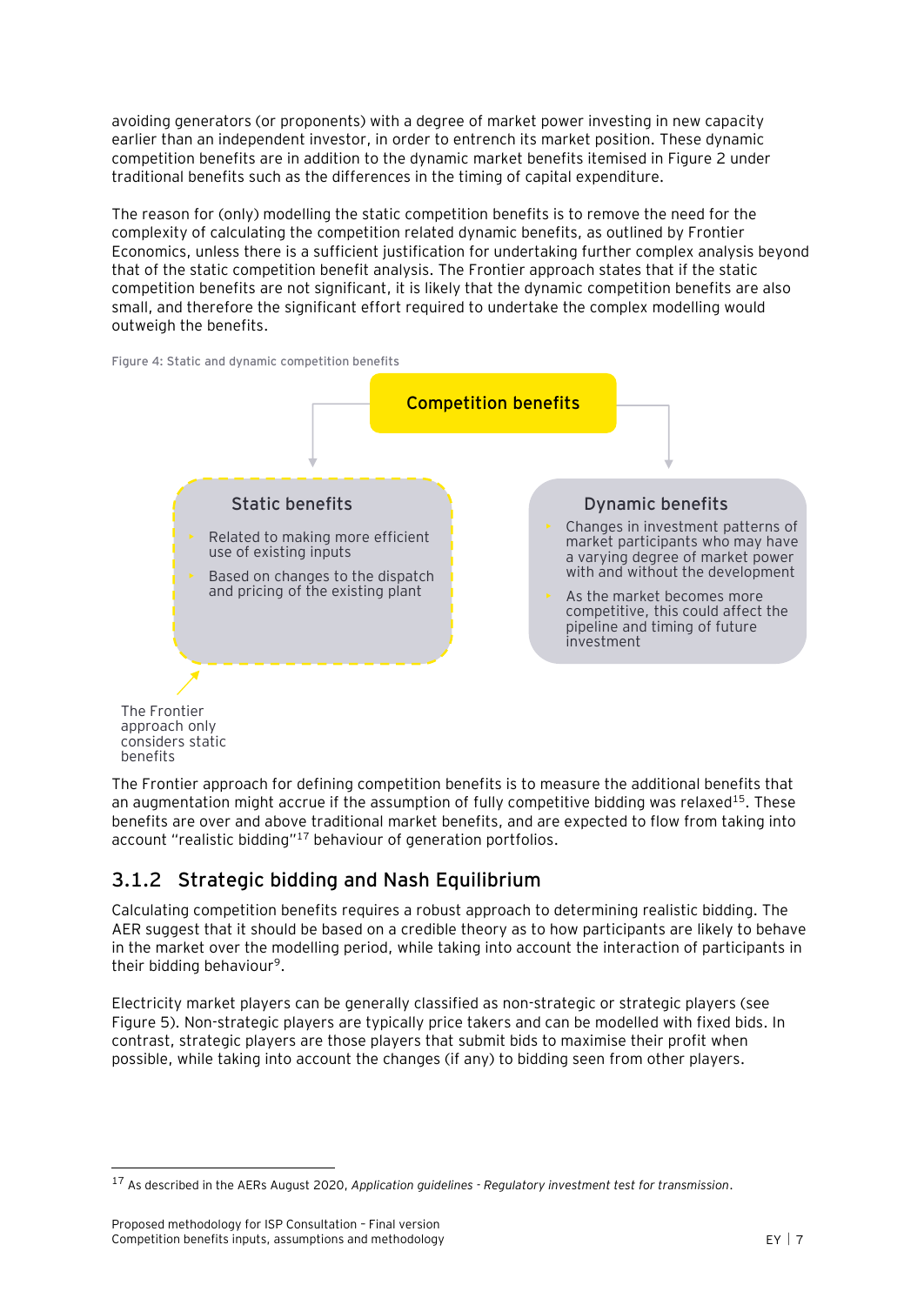avoiding generators (or proponents) with a degree of market power investing in new capacity earlier than an independent investor, in order to entrench its market position. These dynamic competition benefits are in addition to the dynamic market benefits itemised in Figure 2 under traditional benefits such as the differences in the timing of capital expenditure.

The reason for (only) modelling the static competition benefits is to remove the need for the complexity of calculating the competition related dynamic benefits, as outlined by Frontier Economics, unless there is a sufficient justification for undertaking further complex analysis beyond that of the static competition benefit analysis. The Frontier approach states that if the static competition benefits are not significant, it is likely that the dynamic competition benefits are also small, and therefore the significant effort required to undertake the complex modelling would outweigh the benefits.

Figure 4: Static and dynamic competition benefits

**Competition benefits**

**Static benefits**

- Related to making more efficient use of existing inputs
- Based on changes to the dispatch and pricing of the existing plant

**Dynamic benefits**

- Changes in investment patterns of market participants who may have a varying degree of market power with and without the development
- As the market becomes more competitive, this could affect the pipeline and timing of future investment

The Frontier approach only considers static benefits

The Frontier approach for defining competition benefits is to measure the additional benefits that an augmentation might accrue if the assumption of fully competitive bidding was relaxed[15]. These benefits are over and above traditional market benefits, and are expected to flow from taking into account "realistic bidding"[17] behaviour of generation portfolios.

## 3.1.2 Strategic bidding and Nash Equilibrium

Calculating competition benefits requires a robust approach to determining realistic bidding. The AER suggest that it should be based on a credible theory as to how participants are likely to behave in the market over the modelling period, while taking into account the interaction of participants in their bidding behaviour[9].

Electricity market players can be generally classified as non-strategic or strategic players (see Figure 5). Non-strategic players are typically price takers and can be modelled with fixed bids. In contrast, strategic players are those players that submit bids to maximise their profit when possible, while taking into account the changes (if any) to bidding seen from other players.

[17] As described in the AERs August 2020, *Application guidelines - Regulatory investment test for transmission*.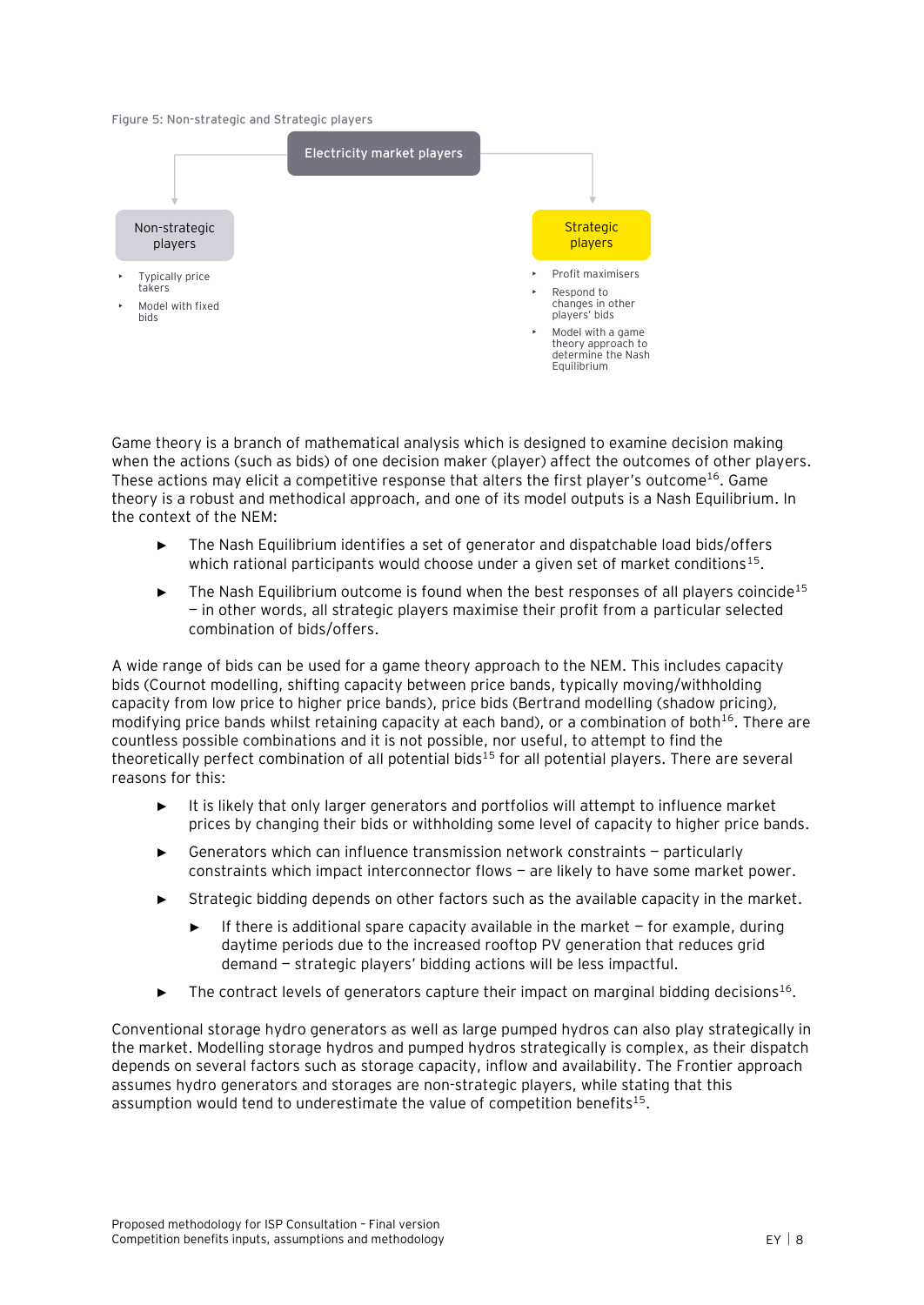Figure 5: Non-strategic and Strategic players

Electricity market players

**Non-strategic players**

- Typically price takers
- Model with fixed bids

**Strategic players**

- Profit maximisers
- Respond to changes in other players' bids
- Model with a game theory approach to determine the Nash Equilibrium

Game theory is a branch of mathematical analysis which is designed to examine decision making when the actions (such as bids) of one decision maker (player) affect the outcomes of other players. These actions may elicit a competitive response that alters the first player's outcome[16]. Game theory is a robust and methodical approach, and one of its model outputs is a Nash Equilibrium. In the context of the NEM:

- The Nash Equilibrium identifies a set of generator and dispatchable load bids/offers which rational participants would choose under a given set of market conditions[15].
- The Nash Equilibrium outcome is found when the best responses of all players coincide[15] – in other words, all strategic players maximise their profit from a particular selected combination of bids/offers.

A wide range of bids can be used for a game theory approach to the NEM. This includes capacity bids (Cournot modelling, shifting capacity between price bands, typically moving/withholding capacity from low price to higher price bands), price bids (Bertrand modelling (shadow pricing), modifying price bands whilst retaining capacity at each band), or a combination of both[16]. There are countless possible combinations and it is not possible, nor useful, to attempt to find the theoretically perfect combination of all potential bids[15] for all potential players. There are several reasons for this:

- It is likely that only larger generators and portfolios will attempt to influence market prices by changing their bids or withholding some level of capacity to higher price bands.
- Generators which can influence transmission network constraints – particularly constraints which impact interconnector flows – are likely to have some market power.
- Strategic bidding depends on other factors such as the available capacity in the market.
  - If there is additional spare capacity available in the market – for example, during daytime periods due to the increased rooftop PV generation that reduces grid demand – strategic players' bidding actions will be less impactful.
- The contract levels of generators capture their impact on marginal bidding decisions[16].

Conventional storage hydro generators as well as large pumped hydros can also play strategically in the market. Modelling storage hydros and pumped hydros strategically is complex, as their dispatch depends on several factors such as storage capacity, inflow and availability. The Frontier approach assumes hydro generators and storages are non-strategic players, while stating that this assumption would tend to underestimate the value of competition benefits[15].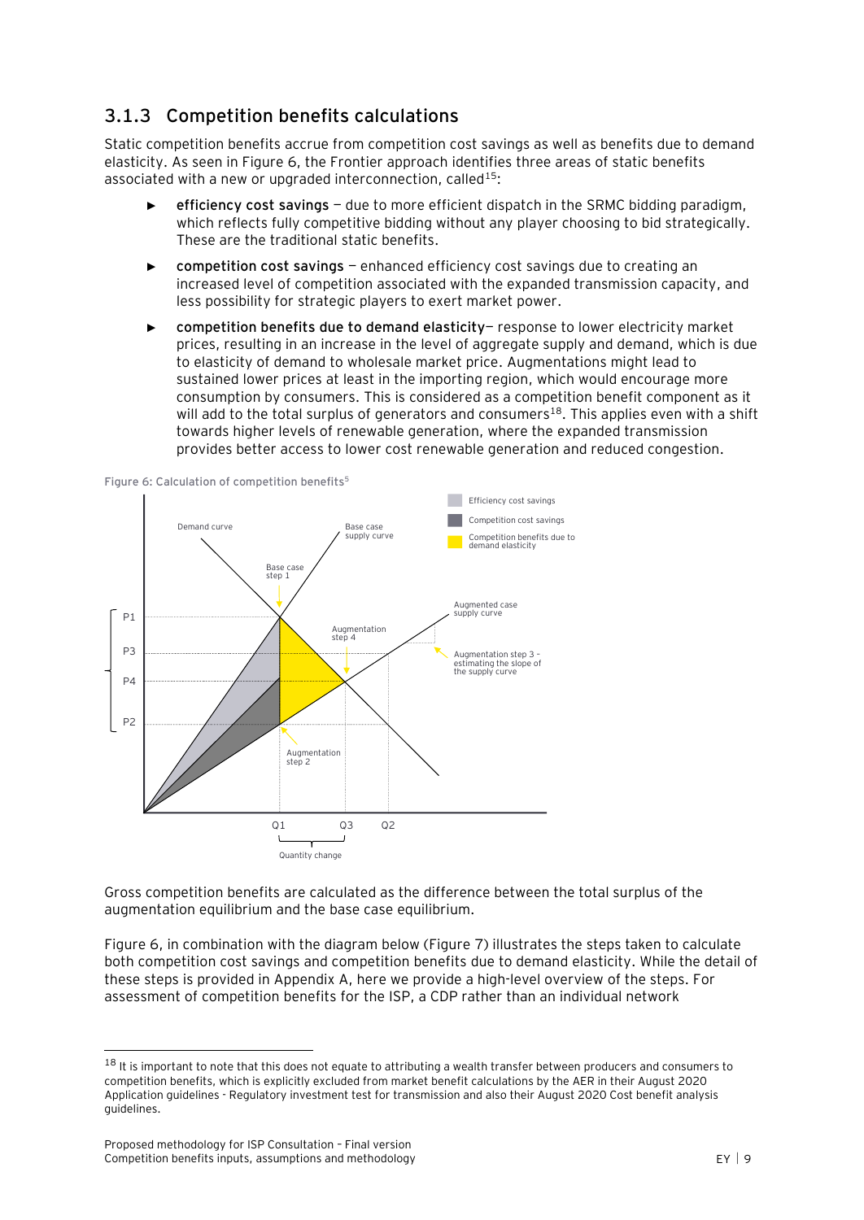### 3.1.3 Competition benefits calculations

Static competition benefits accrue from competition cost savings as well as benefits due to demand elasticity. As seen in Figure 6, the Frontier approach identifies three areas of static benefits associated with a new or upgraded interconnection, called[15]:

- **efficiency cost savings** — due to more efficient dispatch in the SRMC bidding paradigm, which reflects fully competitive bidding without any player choosing to bid strategically. These are the traditional static benefits.
- **competition cost savings** — enhanced efficiency cost savings due to creating an increased level of competition associated with the expanded transmission capacity, and less possibility for strategic players to exert market power.
- **competition benefits due to demand elasticity**— response to lower electricity market prices, resulting in an increase in the level of aggregate supply and demand, which is due to elasticity of demand to wholesale market price. Augmentations might lead to sustained lower prices at least in the importing region, which would encourage more consumption by consumers. This is considered as a competition benefit component as it will add to the total surplus of generators and consumers[18]. This applies even with a shift towards higher levels of renewable generation, where the expanded transmission provides better access to lower cost renewable generation and reduced congestion.

Figure 6: Calculation of competition benefits[5]

Gross competition benefits are calculated as the difference between the total surplus of the augmentation equilibrium and the base case equilibrium.

Figure 6, in combination with the diagram below (Figure 7) illustrates the steps taken to calculate both competition cost savings and competition benefits due to demand elasticity. While the detail of these steps is provided in Appendix A, here we provide a high-level overview of the steps. For assessment of competition benefits for the ISP, a CDP rather than an individual network

[18] It is important to note that this does not equate to attributing a wealth transfer between producers and consumers to competition benefits, which is explicitly excluded from market benefit calculations by the AER in their August 2020 Application guidelines - Regulatory investment test for transmission and also their August 2020 Cost benefit analysis guidelines.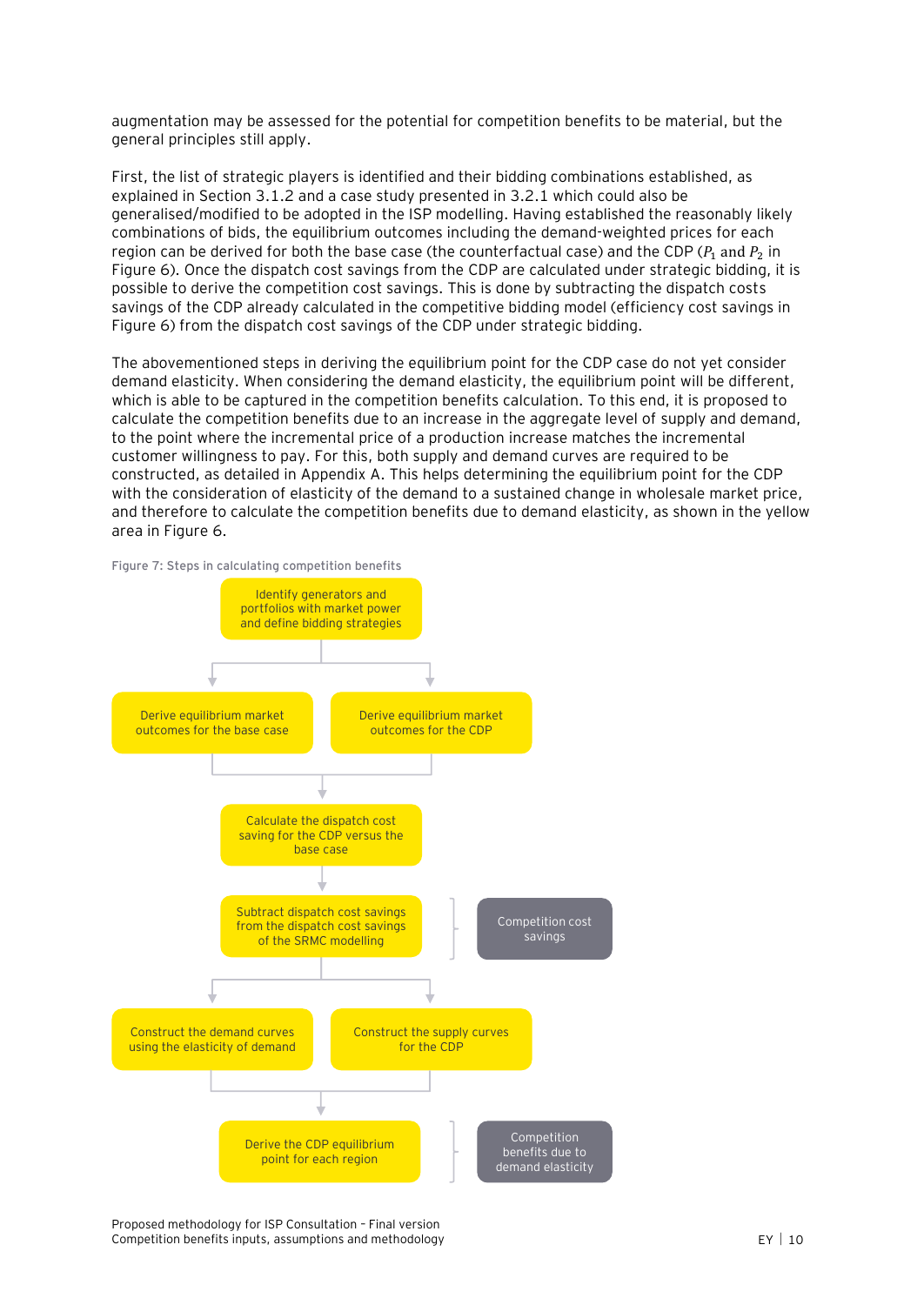augmentation may be assessed for the potential for competition benefits to be material, but the general principles still apply.

First, the list of strategic players is identified and their bidding combinations established, as explained in Section 3.1.2 and a case study presented in 3.2.1 which could also be generalised/modified to be adopted in the ISP modelling. Having established the reasonably likely combinations of bids, the equilibrium outcomes including the demand-weighted prices for each region can be derived for both the base case (the counterfactual case) and the CDP ($P_1$ and $P_2$ in Figure 6). Once the dispatch cost savings from the CDP are calculated under strategic bidding, it is possible to derive the competition cost savings. This is done by subtracting the dispatch costs savings of the CDP already calculated in the competitive bidding model (efficiency cost savings in Figure 6) from the dispatch cost savings of the CDP under strategic bidding.

The abovementioned steps in deriving the equilibrium point for the CDP case do not yet consider demand elasticity. When considering the demand elasticity, the equilibrium point will be different, which is able to be captured in the competition benefits calculation. To this end, it is proposed to calculate the competition benefits due to an increase in the aggregate level of supply and demand, to the point where the incremental price of a production increase matches the incremental customer willingness to pay. For this, both supply and demand curves are required to be constructed, as detailed in Appendix A. This helps determining the equilibrium point for the CDP with the consideration of elasticity of the demand to a sustained change in wholesale market price, and therefore to calculate the competition benefits due to demand elasticity, as shown in the yellow area in Figure 6.

Figure 7: Steps in calculating competition benefits

- Identify generators and portfolios with market power and define bidding strategies
  - Derive equilibrium market outcomes for the base case
  - Derive equilibrium market outcomes for the CDP
- Calculate the dispatch cost saving for the CDP versus the base case
- Subtract dispatch cost savings from the dispatch cost savings of the SRMC modelling → **Competition cost savings**
  - Construct the demand curves using the elasticity of demand
  - Construct the supply curves for the CDP
- Derive the CDP equilibrium point for each region → **Competition benefits due to demand elasticity**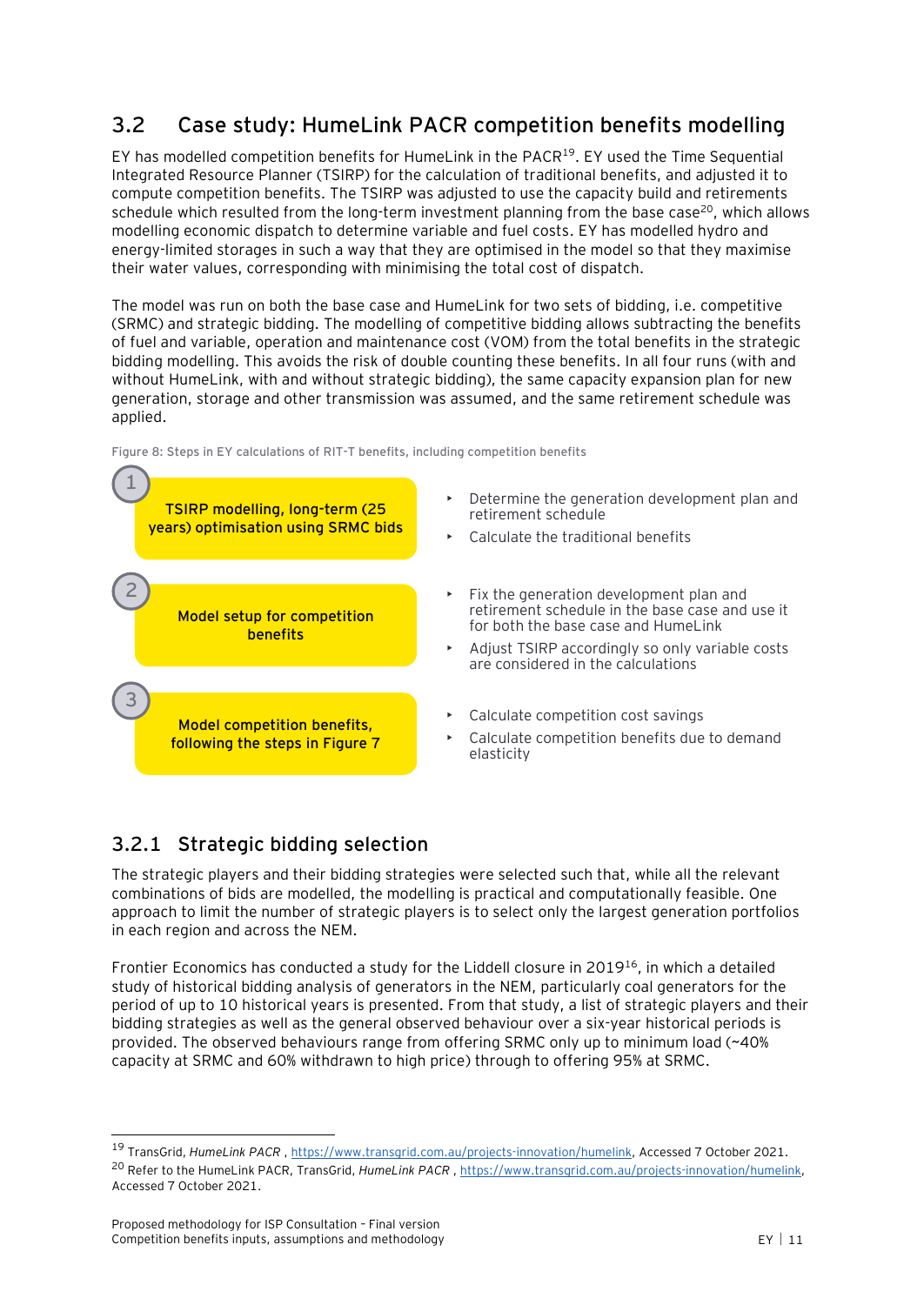## 3.2 Case study: HumeLink PACR competition benefits modelling

EY has modelled competition benefits for HumeLink in the PACR[19]. EY used the Time Sequential Integrated Resource Planner (TSIRP) for the calculation of traditional benefits, and adjusted it to compute competition benefits. The TSIRP was adjusted to use the capacity build and retirements schedule which resulted from the long-term investment planning from the base case[20], which allows modelling economic dispatch to determine variable and fuel costs. EY has modelled hydro and energy-limited storages in such a way that they are optimised in the model so that they maximise their water values, corresponding with minimising the total cost of dispatch.

The model was run on both the base case and HumeLink for two sets of bidding, i.e. competitive (SRMC) and strategic bidding. The modelling of competitive bidding allows subtracting the benefits of fuel and variable, operation and maintenance cost (VOM) from the total benefits in the strategic bidding modelling. This avoids the risk of double counting these benefits. In all four runs (with and without HumeLink, with and without strategic bidding), the same capacity expansion plan for new generation, storage and other transmission was assumed, and the same retirement schedule was applied.

Figure 8: Steps in EY calculations of RIT-T benefits, including competition benefits

| Step | | |
|---|---|---|
| 1 | TSIRP modelling, long-term (25 years) optimisation using SRMC bids | - Determine the generation development plan and retirement schedule<br>- Calculate the traditional benefits |
| 2 | Model setup for competition benefits | - Fix the generation development plan and retirement schedule in the base case and use it for both the base case and HumeLink<br>- Adjust TSIRP accordingly so only variable costs are considered in the calculations |
| 3 | Model competition benefits, following the steps in Figure 7 | - Calculate competition cost savings<br>- Calculate competition benefits due to demand elasticity |

### 3.2.1 Strategic bidding selection

The strategic players and their bidding strategies were selected such that, while all the relevant combinations of bids are modelled, the modelling is practical and computationally feasible. One approach to limit the number of strategic players is to select only the largest generation portfolios in each region and across the NEM.

Frontier Economics has conducted a study for the Liddell closure in 2019[16], in which a detailed study of historical bidding analysis of generators in the NEM, particularly coal generators for the period of up to 10 historical years is presented. From that study, a list of strategic players and their bidding strategies as well as the general observed behaviour over a six-year historical periods is provided. The observed behaviours range from offering SRMC only up to minimum load (~40% capacity at SRMC and 60% withdrawn to high price) through to offering 95% at SRMC.

---

[19] TransGrid, *HumeLink PACR* , https://www.transgrid.com.au/projects-innovation/humelink, Accessed 7 October 2021.

[20] Refer to the HumeLink PACR, TransGrid, *HumeLink PACR* , https://www.transgrid.com.au/projects-innovation/humelink, Accessed 7 October 2021.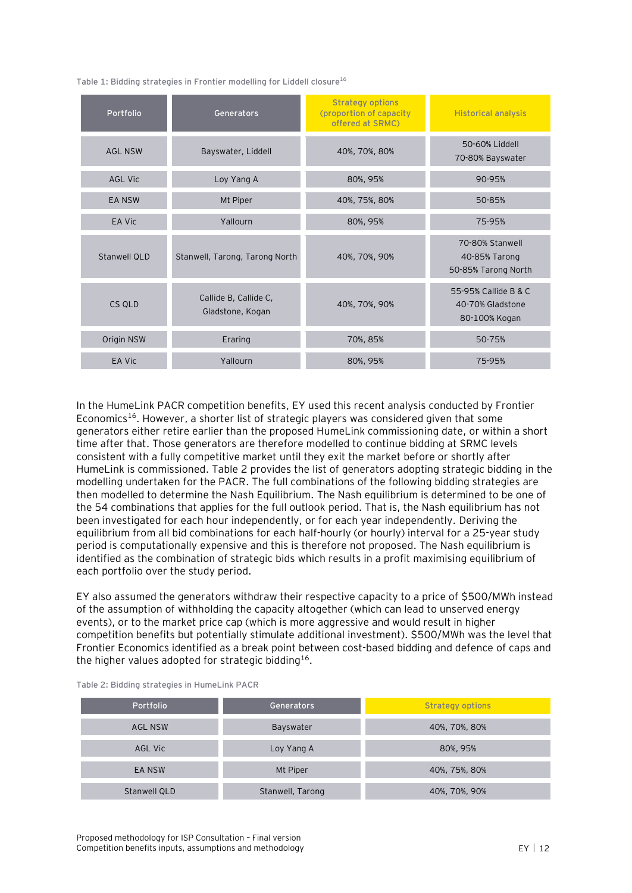Table 1: Bidding strategies in Frontier modelling for Liddell closure[16]

| Portfolio | Generators | Strategy options (proportion of capacity offered at SRMC) | Historical analysis |
|---|---|---|---|
| AGL NSW | Bayswater, Liddell | 40%, 70%, 80% | 50-60% Liddell<br>70-80% Bayswater |
| AGL Vic | Loy Yang A | 80%, 95% | 90-95% |
| EA NSW | Mt Piper | 40%, 75%, 80% | 50-85% |
| EA Vic | Yallourn | 80%, 95% | 75-95% |
| Stanwell QLD | Stanwell, Tarong, Tarong North | 40%, 70%, 90% | 70-80% Stanwell<br>40-85% Tarong<br>50-85% Tarong North |
| CS QLD | Callide B, Callide C, Gladstone, Kogan | 40%, 70%, 90% | 55-95% Callide B & C<br>40-70% Gladstone<br>80-100% Kogan |
| Origin NSW | Eraring | 70%, 85% | 50-75% |
| EA Vic | Yallourn | 80%, 95% | 75-95% |

In the HumeLink PACR competition benefits, EY used this recent analysis conducted by Frontier Economics[16]. However, a shorter list of strategic players was considered given that some generators either retire earlier than the proposed HumeLink commissioning date, or within a short time after that. Those generators are therefore modelled to continue bidding at SRMC levels consistent with a fully competitive market until they exit the market before or shortly after HumeLink is commissioned. Table 2 provides the list of generators adopting strategic bidding in the modelling undertaken for the PACR. The full combinations of the following bidding strategies are then modelled to determine the Nash Equilibrium. The Nash equilibrium is determined to be one of the 54 combinations that applies for the full outlook period. That is, the Nash equilibrium has not been investigated for each hour independently, or for each year independently. Deriving the equilibrium from all bid combinations for each half-hourly (or hourly) interval for a 25-year study period is computationally expensive and this is therefore not proposed. The Nash equilibrium is identified as the combination of strategic bids which results in a profit maximising equilibrium of each portfolio over the study period.

EY also assumed the generators withdraw their respective capacity to a price of $500/MWh instead of the assumption of withholding the capacity altogether (which can lead to unserved energy events), or to the market price cap (which is more aggressive and would result in higher competition benefits but potentially stimulate additional investment). $500/MWh was the level that Frontier Economics identified as a break point between cost-based bidding and defence of caps and the higher values adopted for strategic bidding[16].

Table 2: Bidding strategies in HumeLink PACR

| Portfolio | Generators | Strategy options |
|---|---|---|
| AGL NSW | Bayswater | 40%, 70%, 80% |
| AGL Vic | Loy Yang A | 80%, 95% |
| EA NSW | Mt Piper | 40%, 75%, 80% |
| Stanwell QLD | Stanwell, Tarong | 40%, 70%, 90% |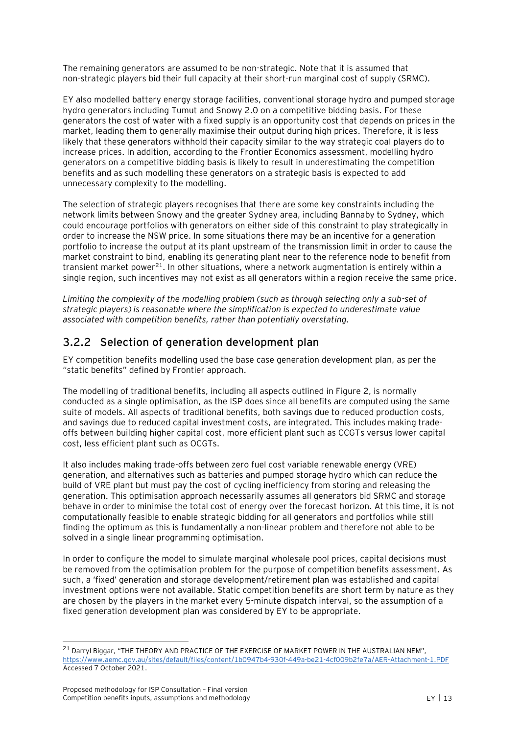The remaining generators are assumed to be non-strategic. Note that it is assumed that non-strategic players bid their full capacity at their short-run marginal cost of supply (SRMC).

EY also modelled battery energy storage facilities, conventional storage hydro and pumped storage hydro generators including Tumut and Snowy 2.0 on a competitive bidding basis. For these generators the cost of water with a fixed supply is an opportunity cost that depends on prices in the market, leading them to generally maximise their output during high prices. Therefore, it is less likely that these generators withhold their capacity similar to the way strategic coal players do to increase prices. In addition, according to the Frontier Economics assessment, modelling hydro generators on a competitive bidding basis is likely to result in underestimating the competition benefits and as such modelling these generators on a strategic basis is expected to add unnecessary complexity to the modelling.

The selection of strategic players recognises that there are some key constraints including the network limits between Snowy and the greater Sydney area, including Bannaby to Sydney, which could encourage portfolios with generators on either side of this constraint to play strategically in order to increase the NSW price. In some situations there may be an incentive for a generation portfolio to increase the output at its plant upstream of the transmission limit in order to cause the market constraint to bind, enabling its generating plant near to the reference node to benefit from transient market power[21]. In other situations, where a network augmentation is entirely within a single region, such incentives may not exist as all generators within a region receive the same price.

*Limiting the complexity of the modelling problem (such as through selecting only a sub-set of strategic players) is reasonable where the simplification is expected to underestimate value associated with competition benefits, rather than potentially overstating.*

## 3.2.2 Selection of generation development plan

EY competition benefits modelling used the base case generation development plan, as per the "static benefits" defined by Frontier approach.

The modelling of traditional benefits, including all aspects outlined in Figure 2, is normally conducted as a single optimisation, as the ISP does since all benefits are computed using the same suite of models. All aspects of traditional benefits, both savings due to reduced production costs, and savings due to reduced capital investment costs, are integrated. This includes making trade-offs between building higher capital cost, more efficient plant such as CCGTs versus lower capital cost, less efficient plant such as OCGTs.

It also includes making trade-offs between zero fuel cost variable renewable energy (VRE) generation, and alternatives such as batteries and pumped storage hydro which can reduce the build of VRE plant but must pay the cost of cycling inefficiency from storing and releasing the generation. This optimisation approach necessarily assumes all generators bid SRMC and storage behave in order to minimise the total cost of energy over the forecast horizon. At this time, it is not computationally feasible to enable strategic bidding for all generators and portfolios while still finding the optimum as this is fundamentally a non-linear problem and therefore not able to be solved in a single linear programming optimisation.

In order to configure the model to simulate marginal wholesale pool prices, capital decisions must be removed from the optimisation problem for the purpose of competition benefits assessment. As such, a 'fixed' generation and storage development/retirement plan was established and capital investment options were not available. Static competition benefits are short term by nature as they are chosen by the players in the market every 5-minute dispatch interval, so the assumption of a fixed generation development plan was considered by EY to be appropriate.

---

[21] Darryl Biggar, "THE THEORY AND PRACTICE OF THE EXERCISE OF MARKET POWER IN THE AUSTRALIAN NEM", https://www.aemc.gov.au/sites/default/files/content/1b0947b4-930f-449a-be21-4cf009b2fe7a/AER-Attachment-1.PDF Accessed 7 October 2021.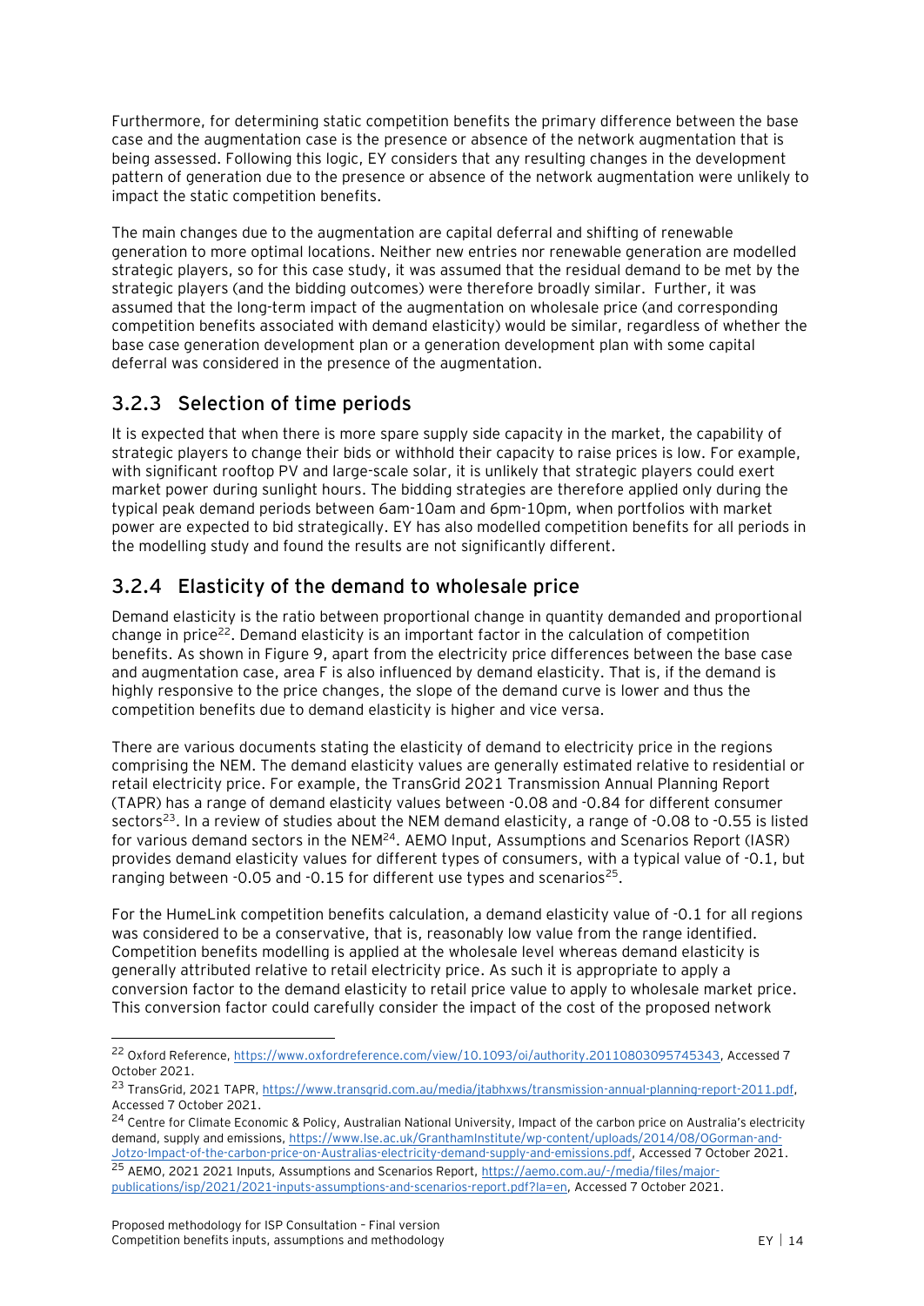Furthermore, for determining static competition benefits the primary difference between the base case and the augmentation case is the presence or absence of the network augmentation that is being assessed. Following this logic, EY considers that any resulting changes in the development pattern of generation due to the presence or absence of the network augmentation were unlikely to impact the static competition benefits.

The main changes due to the augmentation are capital deferral and shifting of renewable generation to more optimal locations. Neither new entries nor renewable generation are modelled strategic players, so for this case study, it was assumed that the residual demand to be met by the strategic players (and the bidding outcomes) were therefore broadly similar. Further, it was assumed that the long-term impact of the augmentation on wholesale price (and corresponding competition benefits associated with demand elasticity) would be similar, regardless of whether the base case generation development plan or a generation development plan with some capital deferral was considered in the presence of the augmentation.

### 3.2.3 Selection of time periods

It is expected that when there is more spare supply side capacity in the market, the capability of strategic players to change their bids or withhold their capacity to raise prices is low. For example, with significant rooftop PV and large-scale solar, it is unlikely that strategic players could exert market power during sunlight hours. The bidding strategies are therefore applied only during the typical peak demand periods between 6am-10am and 6pm-10pm, when portfolios with market power are expected to bid strategically. EY has also modelled competition benefits for all periods in the modelling study and found the results are not significantly different.

### 3.2.4 Elasticity of the demand to wholesale price

Demand elasticity is the ratio between proportional change in quantity demanded and proportional change in price[22]. Demand elasticity is an important factor in the calculation of competition benefits. As shown in Figure 9, apart from the electricity price differences between the base case and augmentation case, area F is also influenced by demand elasticity. That is, if the demand is highly responsive to the price changes, the slope of the demand curve is lower and thus the competition benefits due to demand elasticity is higher and vice versa.

There are various documents stating the elasticity of demand to electricity price in the regions comprising the NEM. The demand elasticity values are generally estimated relative to residential or retail electricity price. For example, the TransGrid 2021 Transmission Annual Planning Report (TAPR) has a range of demand elasticity values between -0.08 and -0.84 for different consumer sectors[23]. In a review of studies about the NEM demand elasticity, a range of -0.08 to -0.55 is listed for various demand sectors in the NEM[24]. AEMO Input, Assumptions and Scenarios Report (IASR) provides demand elasticity values for different types of consumers, with a typical value of -0.1, but ranging between -0.05 and -0.15 for different use types and scenarios[25].

For the HumeLink competition benefits calculation, a demand elasticity value of -0.1 for all regions was considered to be a conservative, that is, reasonably low value from the range identified. Competition benefits modelling is applied at the wholesale level whereas demand elasticity is generally attributed relative to retail electricity price. As such it is appropriate to apply a conversion factor to the demand elasticity to retail price value to apply to wholesale market price. This conversion factor could carefully consider the impact of the cost of the proposed network

---

[22] Oxford Reference, https://www.oxfordreference.com/view/10.1093/oi/authority.20110803095745343, Accessed 7 October 2021.

[23] TransGrid, 2021 TAPR, https://www.transgrid.com.au/media/jtabhxws/transmission-annual-planning-report-2011.pdf, Accessed 7 October 2021.

[24] Centre for Climate Economic & Policy, Australian National University, Impact of the carbon price on Australia's electricity demand, supply and emissions, https://www.lse.ac.uk/GranthamInstitute/wp-content/uploads/2014/08/OGorman-and-Jotzo-Impact-of-the-carbon-price-on-Australias-electricity-demand-supply-and-emissions.pdf, Accessed 7 October 2021.

[25] AEMO, 2021 2021 Inputs, Assumptions and Scenarios Report, https://aemo.com.au/-/media/files/major-publications/isp/2021/2021-inputs-assumptions-and-scenarios-report.pdf?la=en, Accessed 7 October 2021.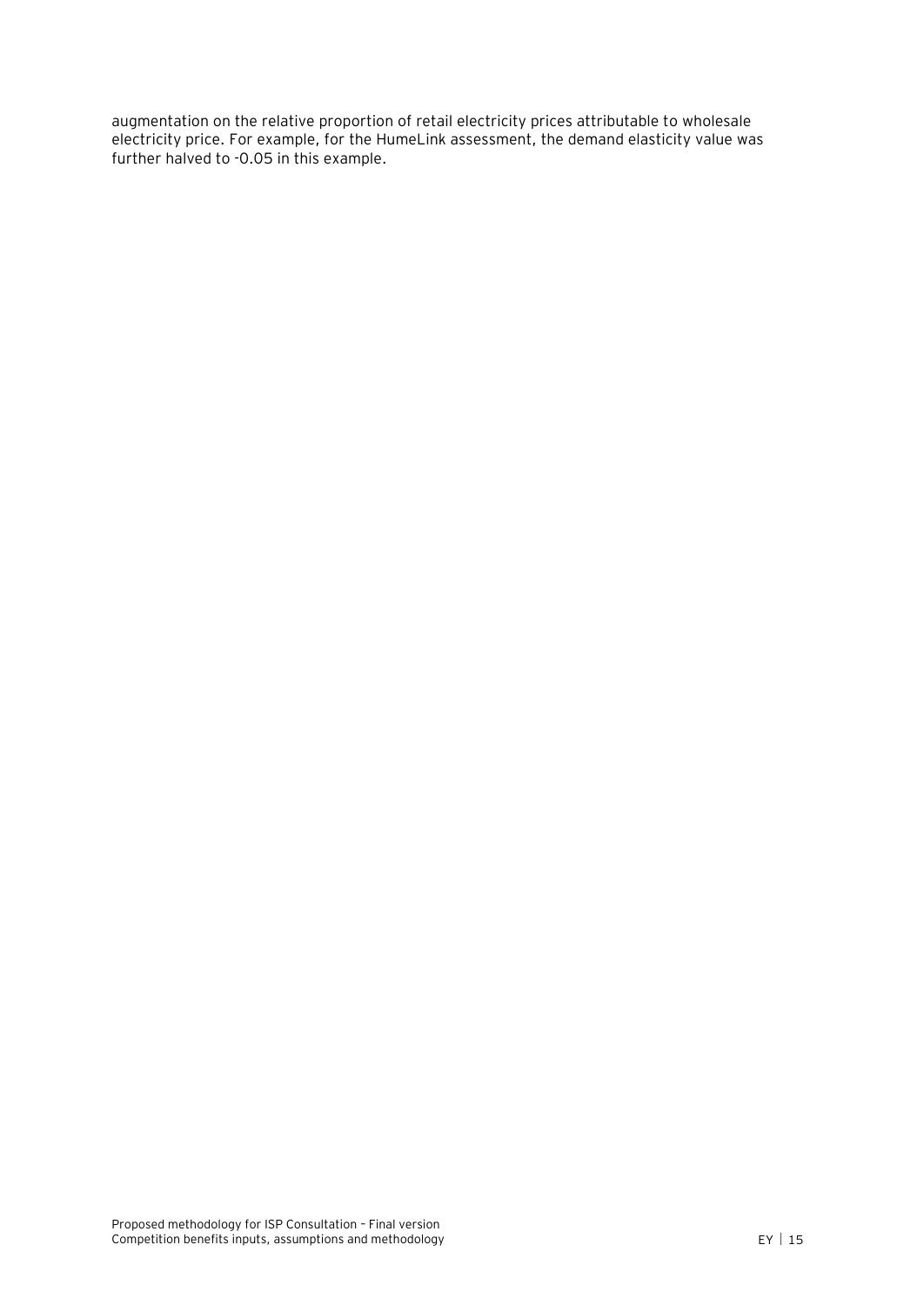augmentation on the relative proportion of retail electricity prices attributable to wholesale electricity price. For example, for the HumeLink assessment, the demand elasticity value was further halved to -0.05 in this example.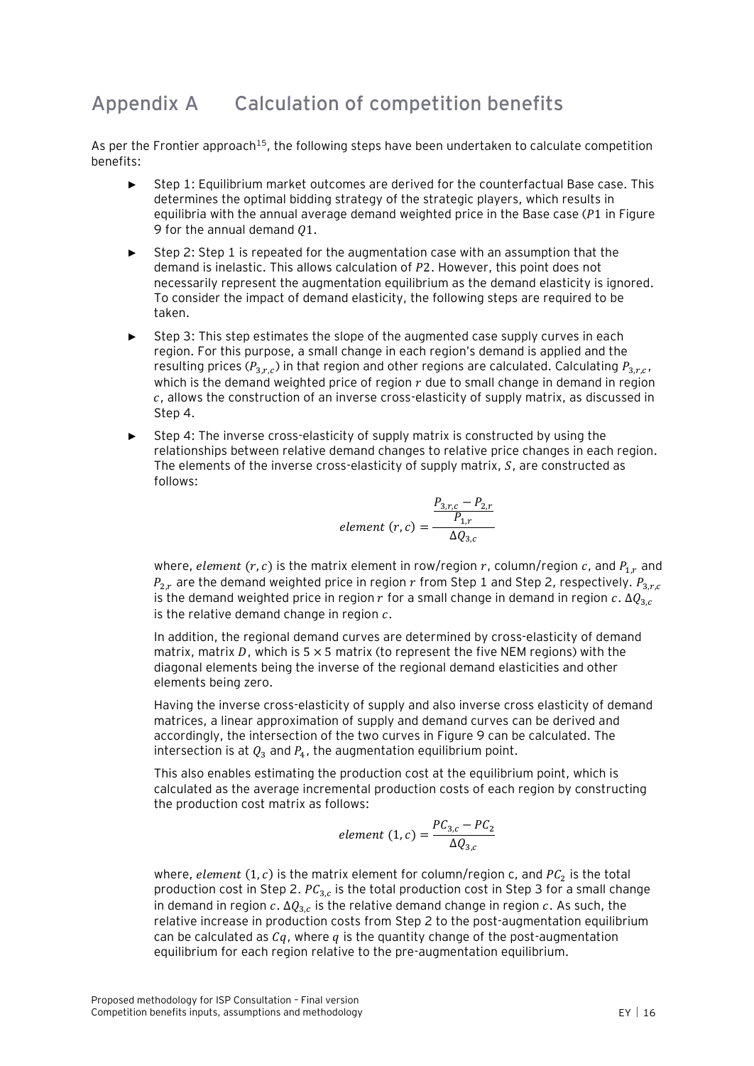# Appendix A Calculation of competition benefits

As per the Frontier approach[15], the following steps have been undertaken to calculate competition benefits:

- Step 1: Equilibrium market outcomes are derived for the counterfactual Base case. This determines the optimal bidding strategy of the strategic players, which results in equilibria with the annual average demand weighted price in the Base case ($P1$ in Figure 9 for the annual demand $Q1$.
- Step 2: Step 1 is repeated for the augmentation case with an assumption that the demand is inelastic. This allows calculation of $P2$. However, this point does not necessarily represent the augmentation equilibrium as the demand elasticity is ignored. To consider the impact of demand elasticity, the following steps are required to be taken.
- Step 3: This step estimates the slope of the augmented case supply curves in each region. For this purpose, a small change in each region's demand is applied and the resulting prices ($P_{3,r,c}$) in that region and other regions are calculated. Calculating $P_{3,r,c}$, which is the demand weighted price of region $r$ due to small change in demand in region $c$, allows the construction of an inverse cross-elasticity of supply matrix, as discussed in Step 4.
- Step 4: The inverse cross-elasticity of supply matrix is constructed by using the relationships between relative demand changes to relative price changes in each region. The elements of the inverse cross-elasticity of supply matrix, $S$, are constructed as follows:

  $$element\ (r,c) = \frac{\frac{P_{3,r,c} - P_{2,r}}{P_{1,r}}}{\Delta Q_{3,c}}$$

  where, $element\ (r,c)$ is the matrix element in row/region $r$, column/region $c$, and $P_{1,r}$ and $P_{2,r}$ are the demand weighted price in region $r$ from Step 1 and Step 2, respectively. $P_{3,r,c}$ is the demand weighted price in region $r$ for a small change in demand in region $c$. $\Delta Q_{3,c}$ is the relative demand change in region $c$.

  In addition, the regional demand curves are determined by cross-elasticity of demand matrix, matrix $D$, which is $5 \times 5$ matrix (to represent the five NEM regions) with the diagonal elements being the inverse of the regional demand elasticities and other elements being zero.

  Having the inverse cross-elasticity of supply and also inverse cross elasticity of demand matrices, a linear approximation of supply and demand curves can be derived and accordingly, the intersection of the two curves in Figure 9 can be calculated. The intersection is at $Q_3$ and $P_4$, the augmentation equilibrium point.

  This also enables estimating the production cost at the equilibrium point, which is calculated as the average incremental production costs of each region by constructing the production cost matrix as follows:

  $$element\ (1,c) = \frac{PC_{3,c} - PC_2}{\Delta Q_{3,c}}$$

  where, $element\ (1,c)$ is the matrix element for column/region c, and $PC_2$ is the total production cost in Step 2. $PC_{3,c}$ is the total production cost in Step 3 for a small change in demand in region $c$. $\Delta Q_{3,c}$ is the relative demand change in region $c$. As such, the relative increase in production costs from Step 2 to the post-augmentation equilibrium can be calculated as $Cq$, where $q$ is the quantity change of the post-augmentation equilibrium for each region relative to the pre-augmentation equilibrium.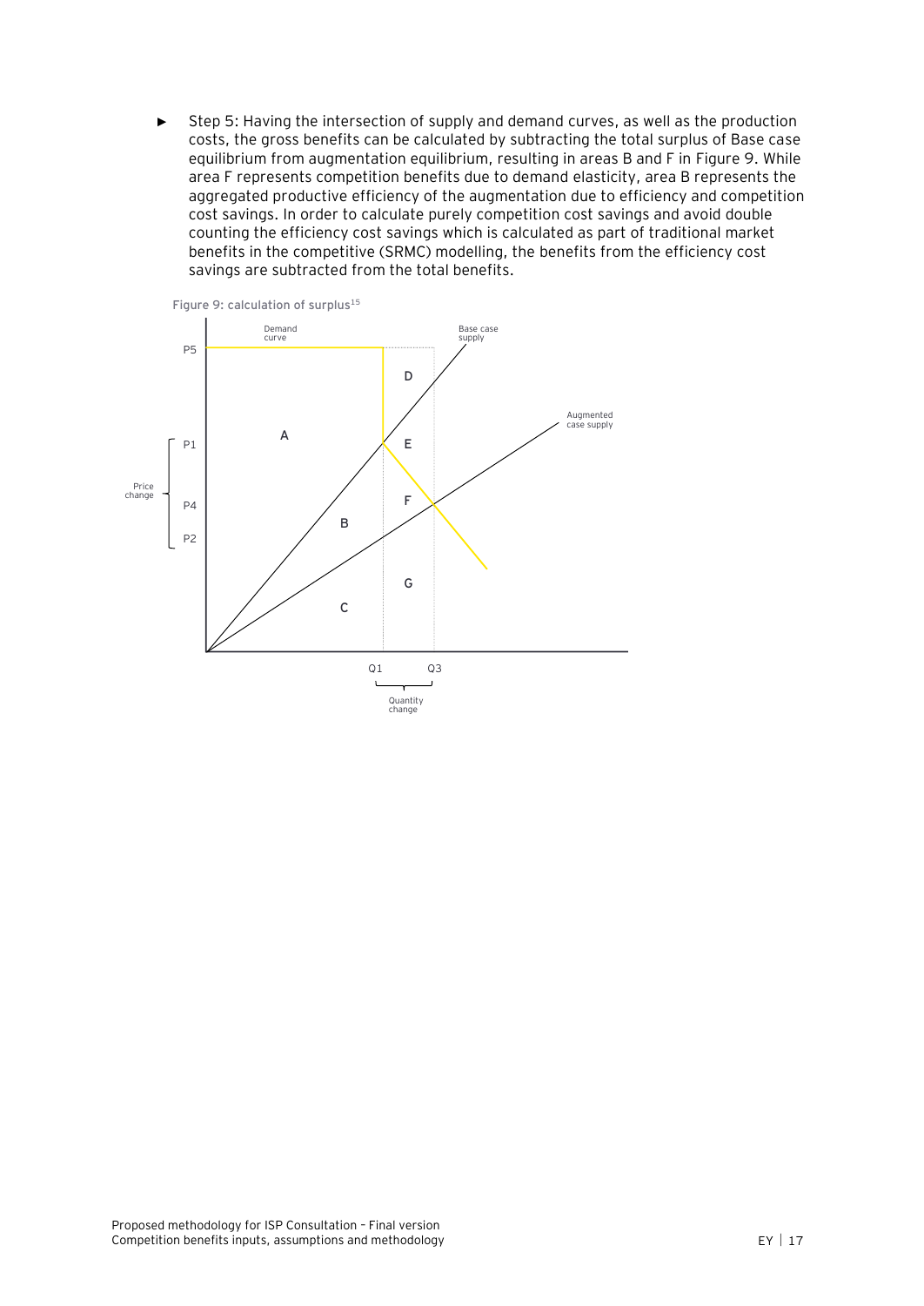- Step 5: Having the intersection of supply and demand curves, as well as the production costs, the gross benefits can be calculated by subtracting the total surplus of Base case equilibrium from augmentation equilibrium, resulting in areas B and F in Figure 9. While area F represents competition benefits due to demand elasticity, area B represents the aggregated productive efficiency of the augmentation due to efficiency and competition cost savings. In order to calculate purely competition cost savings and avoid double counting the efficiency cost savings which is calculated as part of traditional market benefits in the competitive (SRMC) modelling, the benefits from the efficiency cost savings are subtracted from the total benefits.

Figure 9: calculation of surplus[15]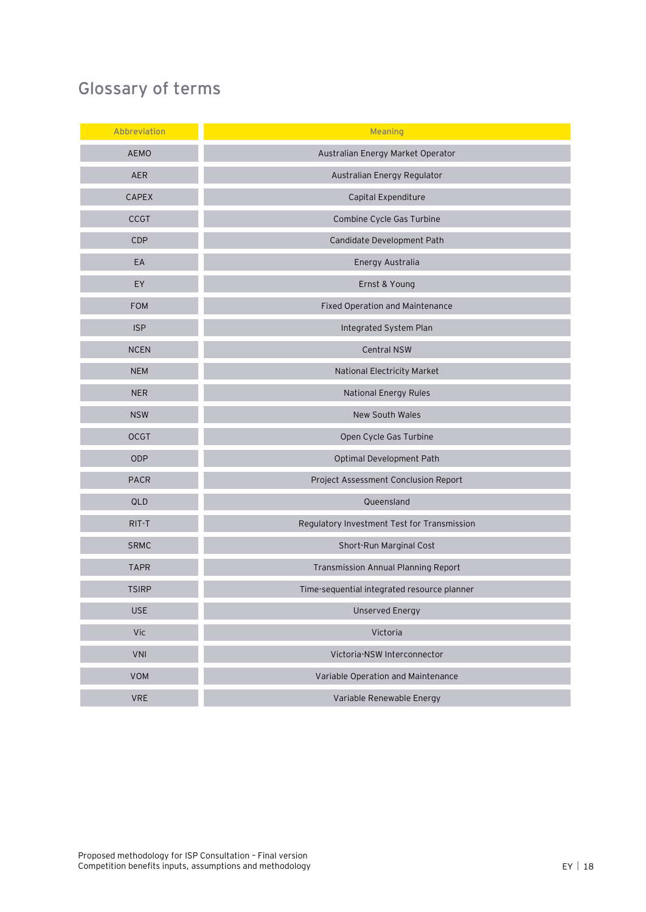## Glossary of terms

| Abbreviation | Meaning |
|---|---|
| AEMO | Australian Energy Market Operator |
| AER | Australian Energy Regulator |
| CAPEX | Capital Expenditure |
| CCGT | Combine Cycle Gas Turbine |
| CDP | Candidate Development Path |
| EA | Energy Australia |
| EY | Ernst & Young |
| FOM | Fixed Operation and Maintenance |
| ISP | Integrated System Plan |
| NCEN | Central NSW |
| NEM | National Electricity Market |
| NER | National Energy Rules |
| NSW | New South Wales |
| OCGT | Open Cycle Gas Turbine |
| ODP | Optimal Development Path |
| PACR | Project Assessment Conclusion Report |
| QLD | Queensland |
| RIT-T | Regulatory Investment Test for Transmission |
| SRMC | Short-Run Marginal Cost |
| TAPR | Transmission Annual Planning Report |
| TSIRP | Time-sequential integrated resource planner |
| USE | Unserved Energy |
| Vic | Victoria |
| VNI | Victoria-NSW Interconnector |
| VOM | Variable Operation and Maintenance |
| VRE | Variable Renewable Energy |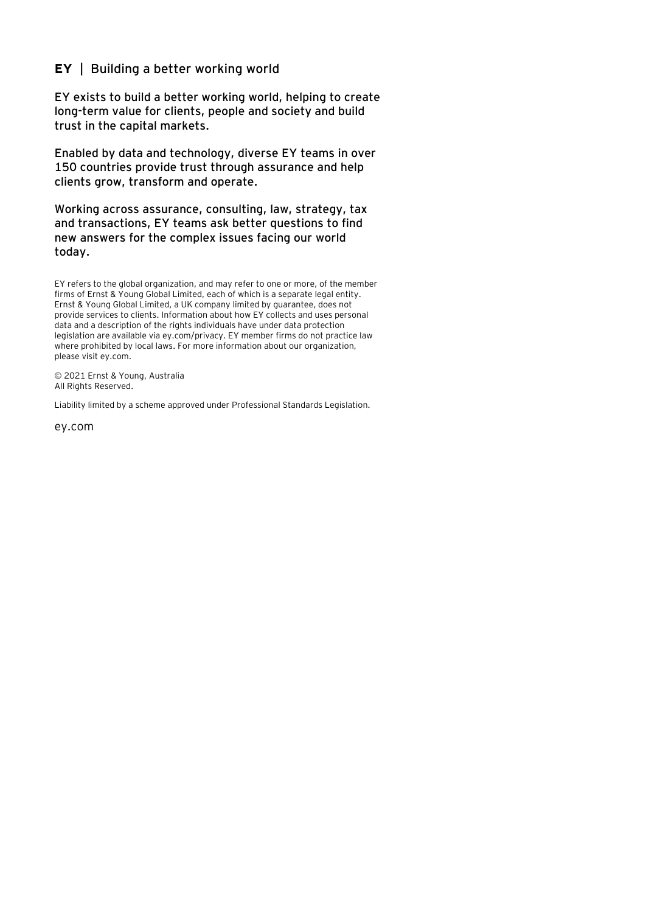**EY** | Building a better working world

**EY exists to build a better working world, helping to create long-term value for clients, people and society and build trust in the capital markets.**

**Enabled by data and technology, diverse EY teams in over 150 countries provide trust through assurance and help clients grow, transform and operate.**

**Working across assurance, consulting, law, strategy, tax and transactions, EY teams ask better questions to find new answers for the complex issues facing our world today.**

EY refers to the global organization, and may refer to one or more, of the member firms of Ernst & Young Global Limited, each of which is a separate legal entity. Ernst & Young Global Limited, a UK company limited by guarantee, does not provide services to clients. Information about how EY collects and uses personal data and a description of the rights individuals have under data protection legislation are available via ey.com/privacy. EY member firms do not practice law where prohibited by local laws. For more information about our organization, please visit ey.com.

© 2021 Ernst & Young, Australia
All Rights Reserved.

Liability limited by a scheme approved under Professional Standards Legislation.

ey.com